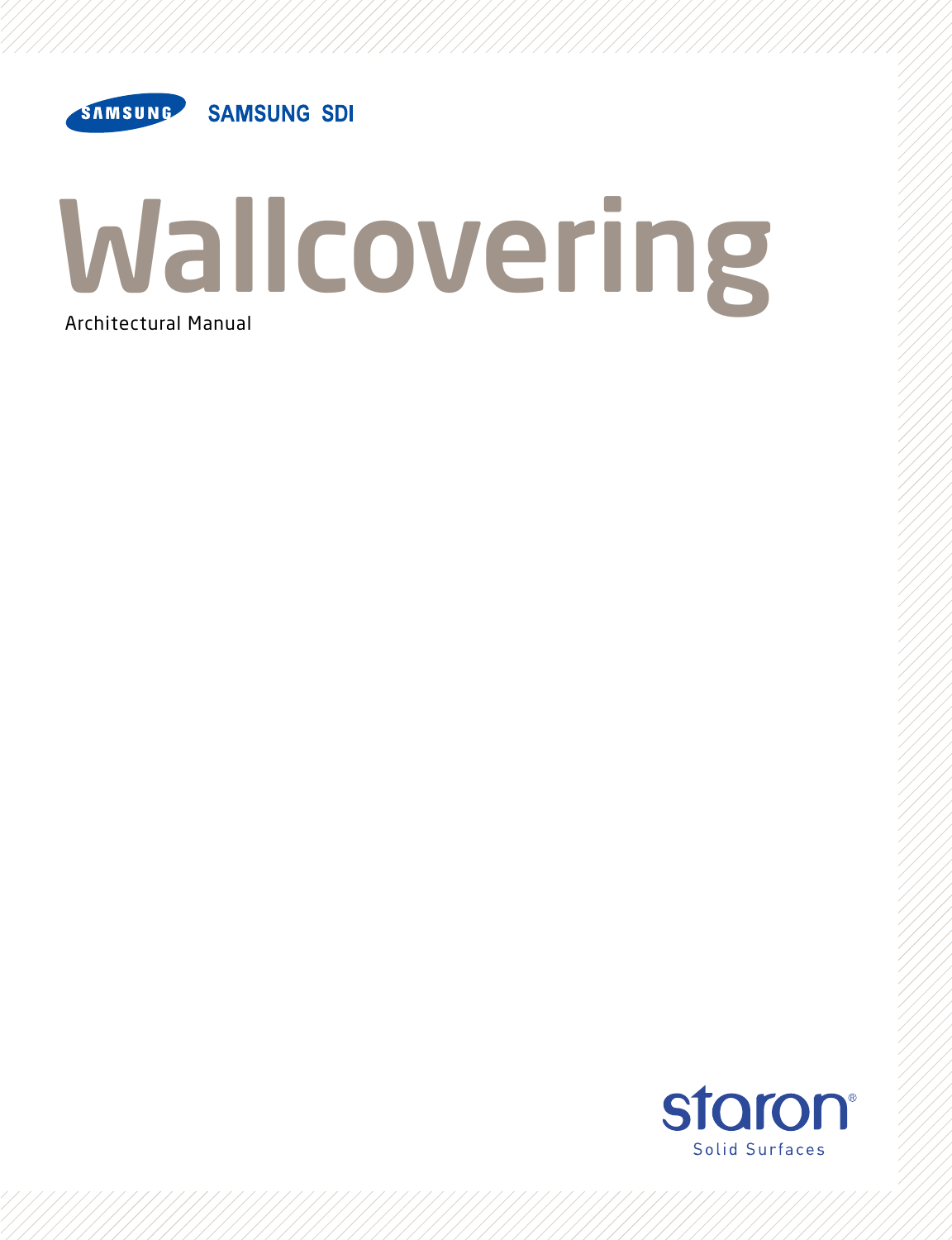SAMSUNG SAMSUNG SDI

# Wallcovering

Architectural Manual

staron®
Solid Surfaces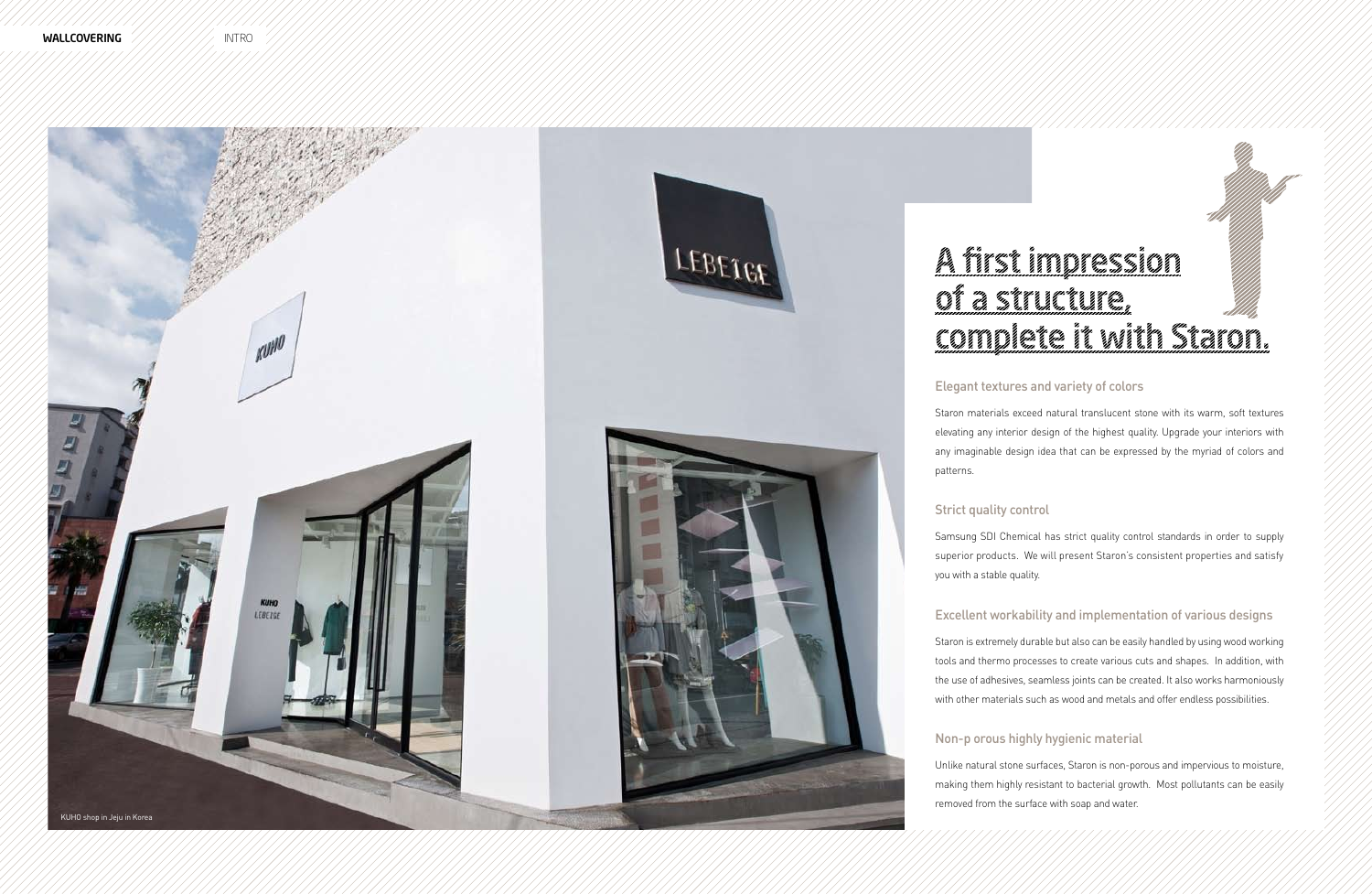# A first impression of a structure, complete it with Staron.

### Elegant textures and variety of colors

Staron materials exceed natural translucent stone with its warm, soft textures elevating any interior design of the highest quality. Upgrade your interiors with any imaginable design idea that can be expressed by the myriad of colors and patterns.

### Strict quality control

Samsung SDI Chemical has strict quality control standards in order to supply superior products. We will present Staron's consistent properties and satisfy you with a stable quality.

### Excellent workability and implementation of various designs

Staron is extremely durable but also can be easily handled by using wood working tools and thermo processes to create various cuts and shapes. In addition, with the use of adhesives, seamless joints can be created. It also works harmoniously with other materials such as wood and metals and offer endless possibilities.

### Non-p orous highly hygienic material

Unlike natural stone surfaces, Staron is non-porous and impervious to moisture, making them highly resistant to bacterial growth. Most pollutants can be easily removed from the surface with soap and water.

KUHO shop in Jeju in Korea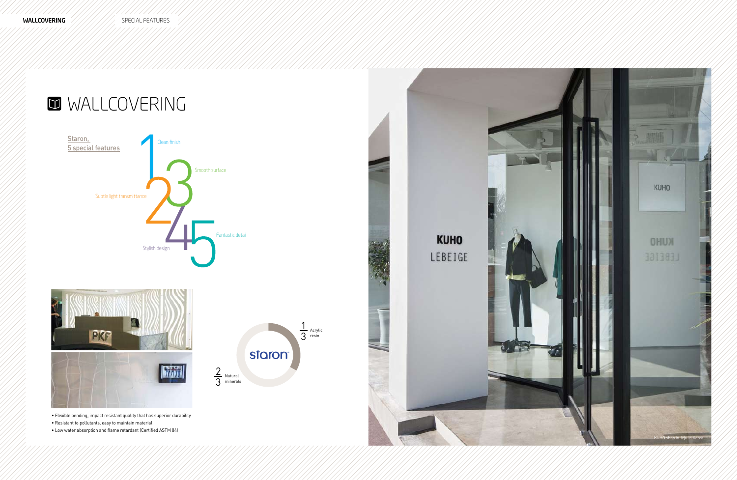# WALLCOVERING

**Staron, 5 special features**

1. Clean finish
2. Subtle light transmittance
3. Smooth surface
4. Stylish design
5. Fantastic detail

staron

$\frac{1}{3}$ Acrylic resin

$\frac{2}{3}$ Natural minerals

- Flexible bending, impact resistant quality that has superior durability
- Resistant to pollutants, easy to maintain material
- Low water absorption and flame retardant (Certified ASTM 84)

KUHO shop in Jeju in Korea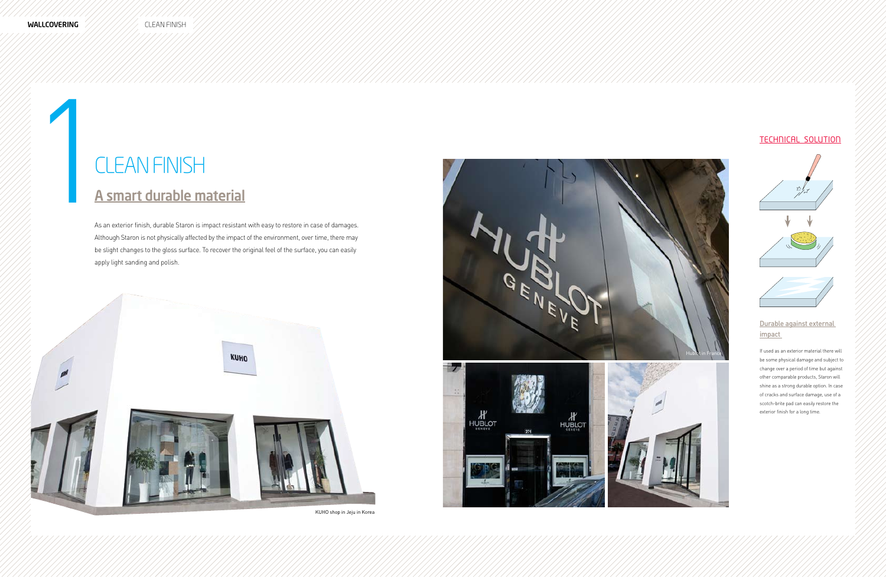# 1 CLEAN FINISH

## A smart durable material

As an exterior finish, durable Staron is impact resistant with easy to restore in case of damages. Although Staron is not physically affected by the impact of the environment, over time, there may be slight changes to the gloss surface. To recover the original feel of the surface, you can easily apply light sanding and polish.

KUHO shop in Jeju in Korea

Hublot in France

### TECHNICAL SOLUTION

#### Durable against external impact

If used as an exterior material there will be some physical damage and subject to change over a period of time but against other comparable products, Staron will shine as a strong durable option. In case of cracks and surface damage, use of a scotch-brite pad can easily restore the exterior finish for a long time.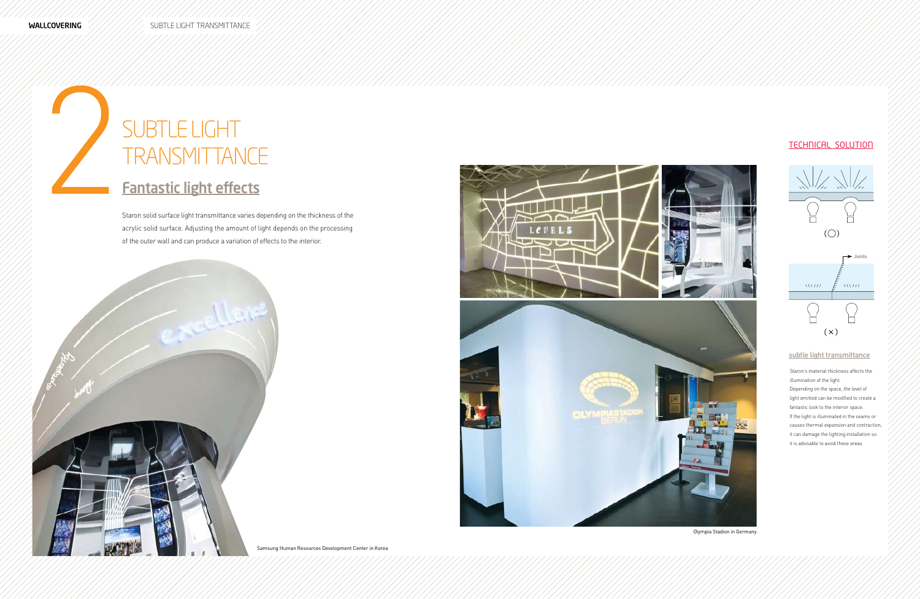# 2 SUBTLE LIGHT TRANSMITTANCE

## Fantastic light effects

Staron solid surface light transmittance varies depending on the thickness of the acrylic solid surface. Adjusting the amount of light depends on the processing of the outer wall and can produce a variation of effects to the interior.

Samsung Human Resources Development Center in Korea

Olympia Stadion in Germany

### TECHNICAL SOLUTION

(○)

Joints

(×)

#### subtle light transmittance

Staron's material thickness affects the illumination of the light.
Depending on the space, the level of light emitted can be modified to create a fantastic look to the interior space.
If the light is illuminated in the seams or causes thermal expansion and contraction, it can damage the lighting installation so it is advisable to avoid these areas.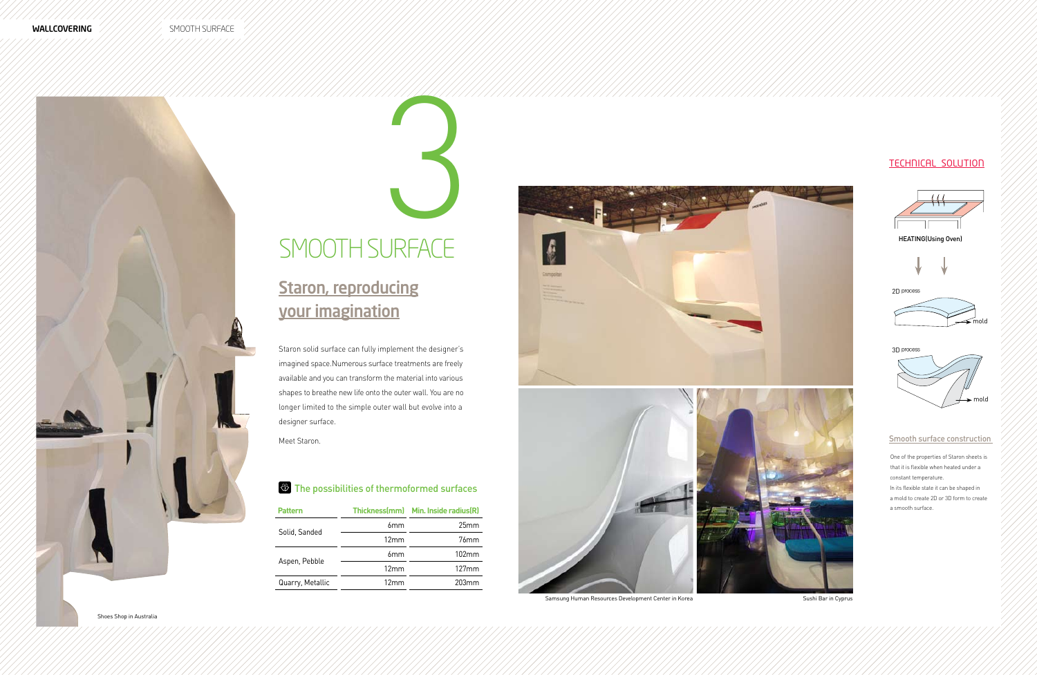# 3

# SMOOTH SURFACE

## Staron, reproducing your imagination

Staron solid surface can fully implement the designer's imagined space.Numerous surface treatments are freely available and you can transform the material into various shapes to breathe new life onto the outer wall. You are no longer limited to the simple outer wall but evolve into a designer surface.

Meet Staron.

### The possibilities of thermoformed surfaces

| Pattern | Thickness(mm) | Min. Inside radius(R) |
| --- | --- | --- |
| Solid, Sanded | 6mm | 25mm |
| | 12mm | 76mm |
| Aspen, Pebble | 6mm | 102mm |
| | 12mm | 127mm |
| Quarry, Metallic | 12mm | 203mm |

Shoes Shop in Australia

Samsung Human Resources Development Center in Korea

Sushi Bar in Cyprus

## TECHNICAL SOLUTION

HEATING(Using Oven)

2D process

mold

3D process

mold

### Smooth surface construction

One of the properties of Staron sheets is that it is flexible when heated under a constant temperature.
In its flexible state it can be shaped in a mold to create 2D or 3D form to create a smooth surface.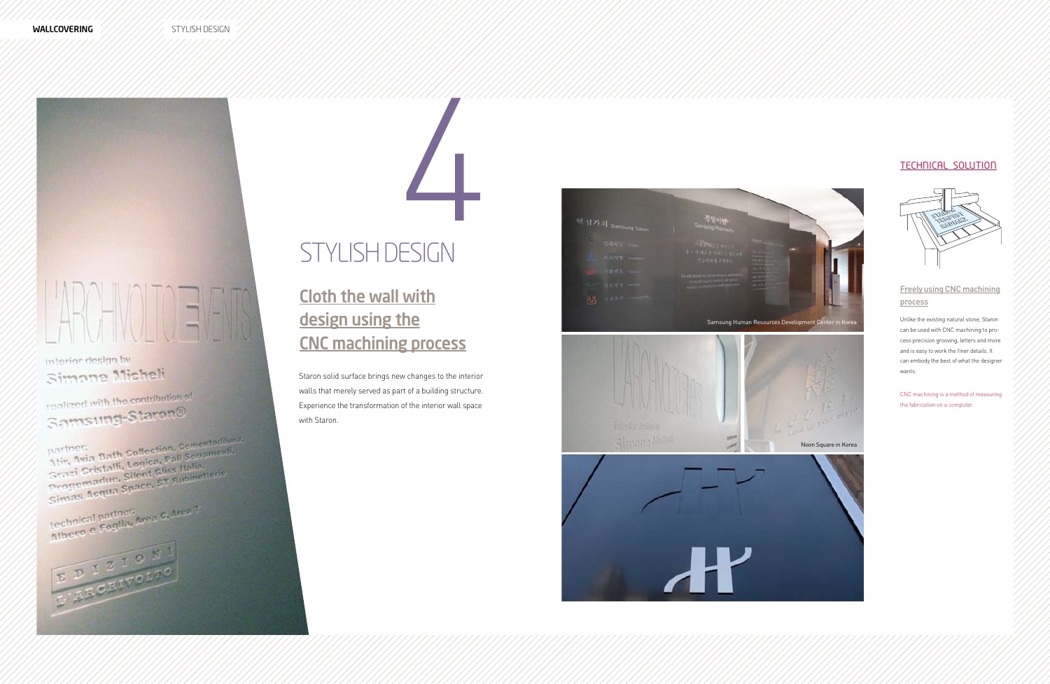# 4

# STYLISH DESIGN

## Cloth the wall with design using the CNC machining process

Staron solid surface brings new changes to the interior walls that merely served as part of a building structure. Experience the transformation of the interior wall space with Staron.

Samsung Human Resources Development Center in Korea

Noon Square in Korea

## TECHNICAL SOLUTION

### Freely using CNC machining process

Unlike the existing natural stone, Staron can be used with CNC machining to process precision grooving, letters and more and is easy to work the finer details. It can embody the best of what the designer wants.

CNC machining is a method of measuring the fabrication on a computer.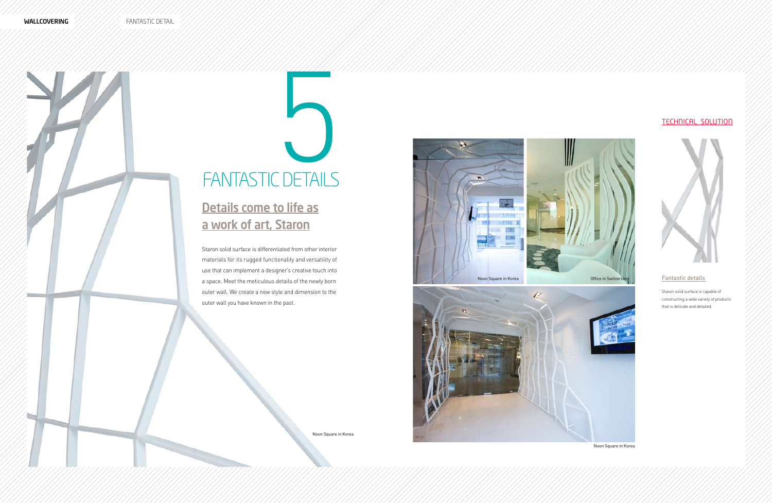# 5

# FANTASTIC DETAILS

## Details come to life as a work of art, Staron

Staron solid surface is differentiated from other interior materials for its rugged functionality and versatility of use that can implement a designer's creative touch into a space. Meet the meticulous details of the newly born outer wall. We create a new style and dimension to the outer wall you have known in the past.

Noon Square in Korea

Noon Square in Korea

Office in Switzerland

Noon Square in Korea

## TECHNICAL SOLUTION

### Fantastic details

Staron solid surface is capable of constructing a wide variety of products that is delicate and detailed.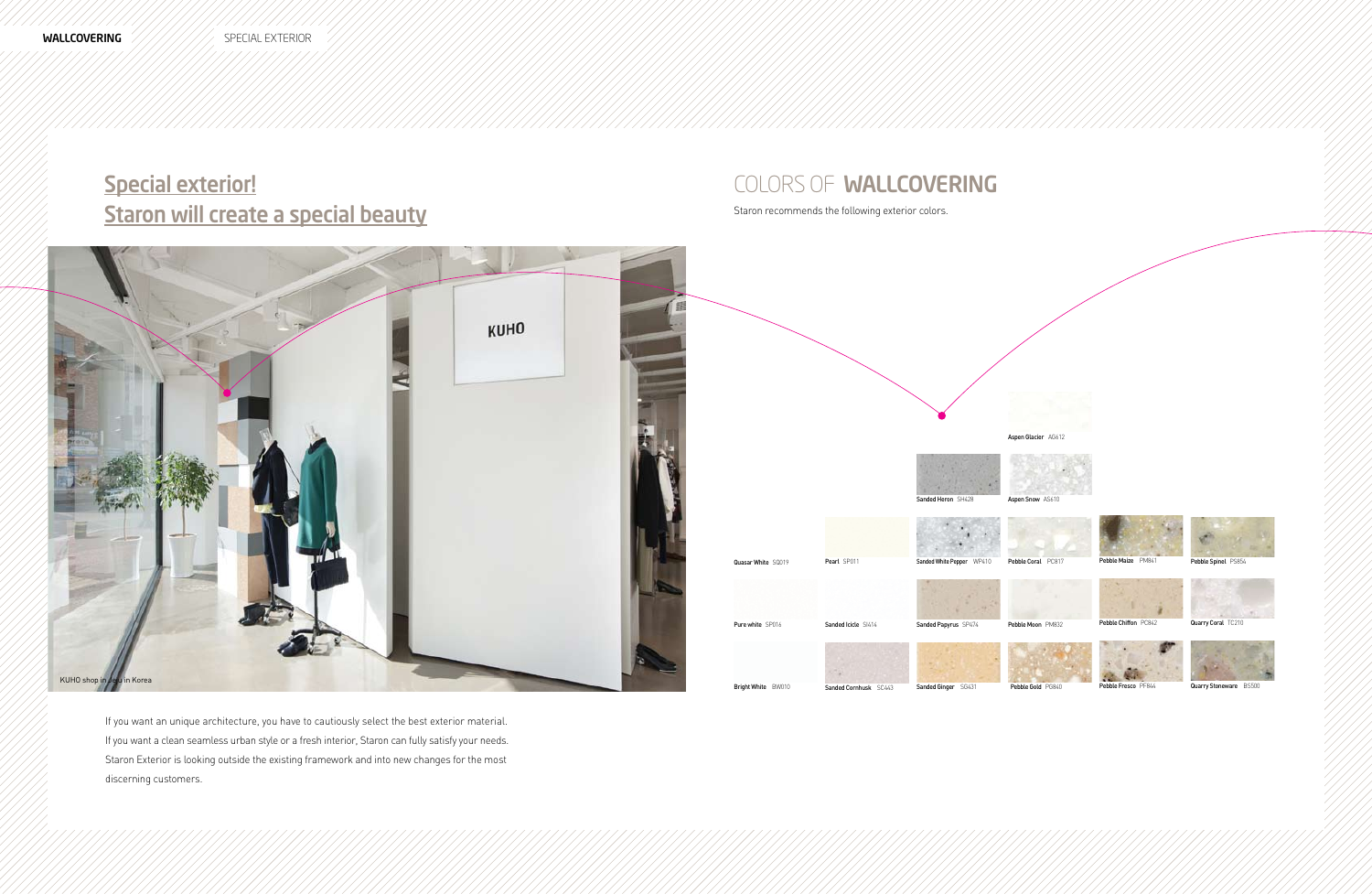WALLCOVERING SPECIAL EXTERIOR

## Special exterior! Staron will create a special beauty

KUHO shop in Jeju in Korea

If you want an unique architecture, you have to cautiously select the best exterior material. If you want a clean seamless urban style or a fresh interior, Staron can fully satisfy your needs. Staron Exterior is looking outside the existing framework and into new changes for the most discerning customers.

## COLORS OF WALLCOVERING

Staron recommends the following exterior colors.

Aspen Glacier AG612

Sanded Heron SH428

Aspen Snow AS610

Quasar White SQ019

Pearl SP011

Sanded White Pepper WP410

Pebble Coral PC817

Pebble Maize PM841

Pebble Spinel PS854

Pure white SP016

Sanded Icicle SI414

Sanded Papyrus SP474

Pebble Moon PM832

Pebble Chiffon PC842

Quarry Coral TC210

Bright White BW010

Sanded Cornhusk SC443

Sanded Ginger SG431

Pebble Gold PG840

Pebble Fresco PF844

Quarry Stoneware BS500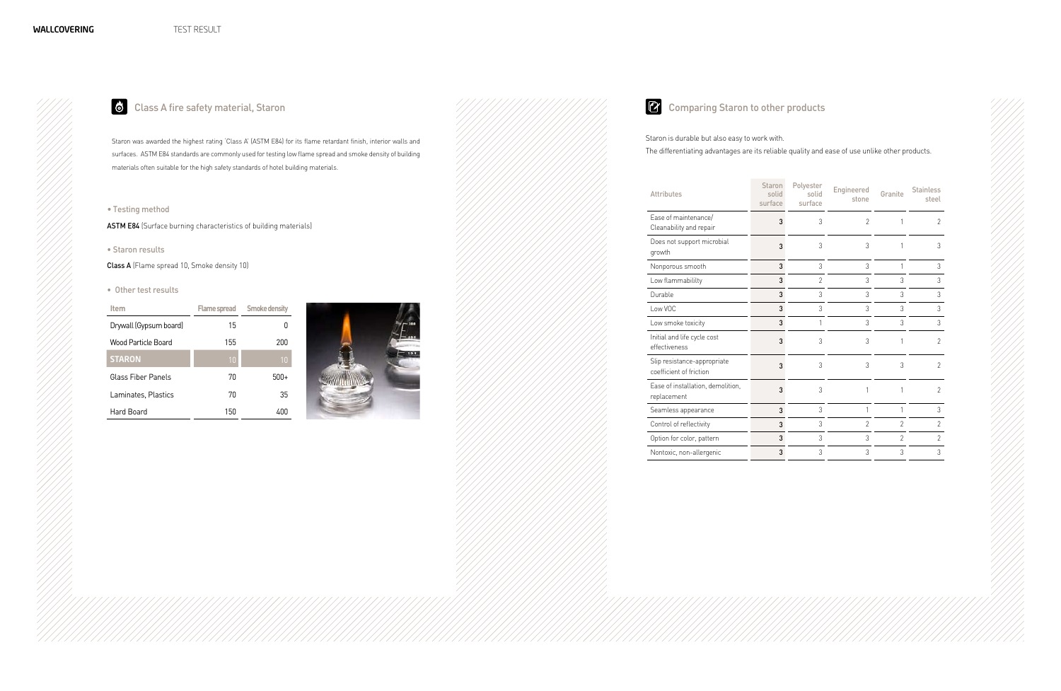## Class A fire safety material, Staron

Staron was awarded the highest rating 'Class A' (ASTM E84) for its flame retardant finish, interior walls and surfaces. ASTM E84 standards are commonly used for testing low flame spread and smoke density of building materials often suitable for the high safety standards of hotel building materials.

- Testing method

**ASTM E84** (Surface burning characteristics of building materials)

- Staron results

**Class A** (Flame spread 10, Smoke density 10)

- Other test results

| Item | Flame spread | Smoke density |
|---|---|---|
| Drywall (Gypsum board) | 15 | 0 |
| Wood Particle Board | 155 | 200 |
| **STARON** | 10 | 10 |
| Glass Fiber Panels | 70 | 500+ |
| Laminates, Plastics | 70 | 35 |
| Hard Board | 150 | 400 |

## Comparing Staron to other products

Staron is durable but also easy to work with.
The differentiating advantages are its reliable quality and ease of use unlike other products.

| Attributes | Staron solid surface | Polyester solid surface | Engineered stone | Granite | Stainless steel |
|---|---|---|---|---|---|
| Ease of maintenance/ Cleanability and repair | 3 | 3 | 2 | 1 | 2 |
| Does not support microbial growth | 3 | 3 | 3 | 1 | 3 |
| Nonporous smooth | 3 | 3 | 3 | 1 | 3 |
| Low flammabililty | 3 | 2 | 3 | 3 | 3 |
| Durable | 3 | 3 | 3 | 3 | 3 |
| Low VOC | 3 | 3 | 3 | 3 | 3 |
| Low smoke toxicity | 3 | 1 | 3 | 3 | 3 |
| Initial and life cycle cost effectiveness | 3 | 3 | 3 | 1 | 2 |
| Slip resistance-appropriate coefficient of friction | 3 | 3 | 3 | 3 | 2 |
| Ease of installation, demolition, replacement | 3 | 3 | 1 | 1 | 2 |
| Seamless appearance | 3 | 3 | 1 | 1 | 3 |
| Control of reflectivity | 3 | 3 | 2 | 2 | 2 |
| Option for color, pattern | 3 | 3 | 3 | 2 | 2 |
| Nontoxic, non-allergenic | 3 | 3 | 3 | 3 | 3 |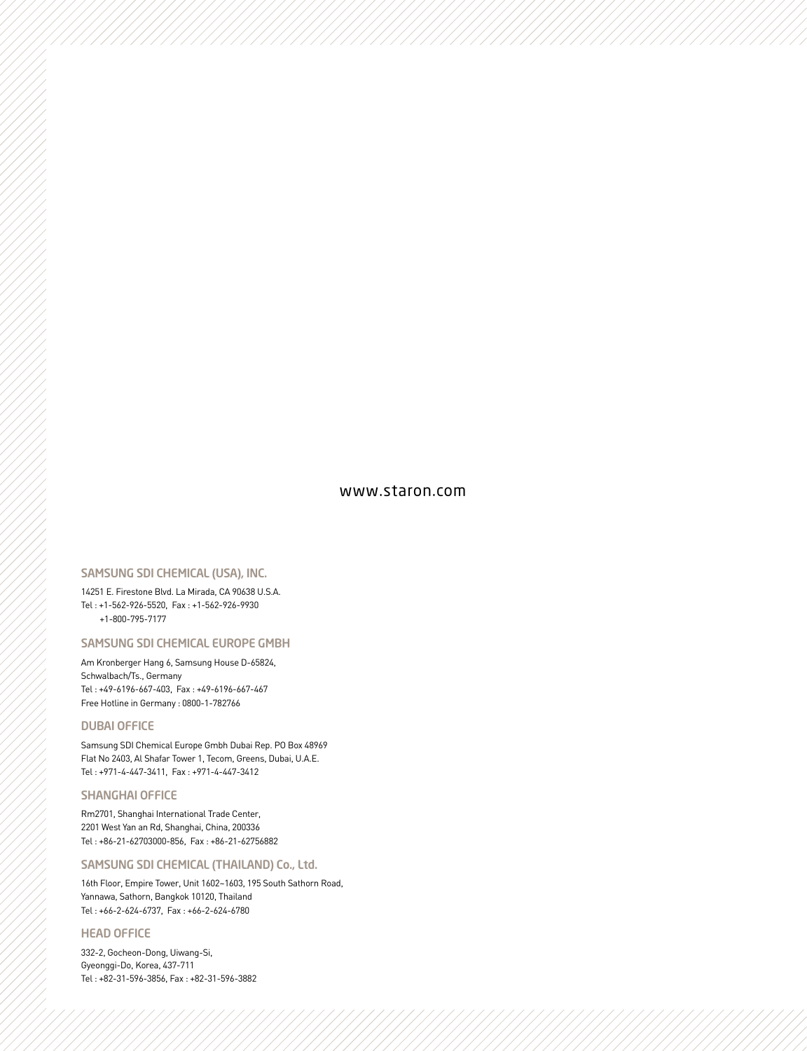www.staron.com

## SAMSUNG SDI CHEMICAL (USA), INC.

14251 E. Firestone Blvd. La Mirada, CA 90638 U.S.A.
Tel : +1-562-926-5520, Fax : +1-562-926-9930
+1-800-795-7177

## SAMSUNG SDI CHEMICAL EUROPE GMBH

Am Kronberger Hang 6, Samsung House D-65824,
Schwalbach/Ts., Germany
Tel : +49-6196-667-403, Fax : +49-6196-667-467
Free Hotline in Germany : 0800-1-782766

## DUBAI OFFICE

Samsung SDI Chemical Europe Gmbh Dubai Rep. PO Box 48969
Flat No 2403, Al Shafar Tower 1, Tecom, Greens, Dubai, U.A.E.
Tel : +971-4-447-3411, Fax : +971-4-447-3412

## SHANGHAI OFFICE

Rm2701, Shanghai International Trade Center,
2201 West Yan an Rd, Shanghai, China, 200336
Tel : +86-21-62703000-856, Fax : +86-21-62756882

## SAMSUNG SDI CHEMICAL (THAILAND) Co., Ltd.

16th Floor, Empire Tower, Unit 1602~1603, 195 South Sathorn Road,
Yannawa, Sathorn, Bangkok 10120, Thailand
Tel : +66-2-624-6737, Fax : +66-2-624-6780

## HEAD OFFICE

332-2, Gocheon-Dong, Uiwang-Si,
Gyeonggi-Do, Korea, 437-711
Tel : +82-31-596-3856, Fax : +82-31-596-3882